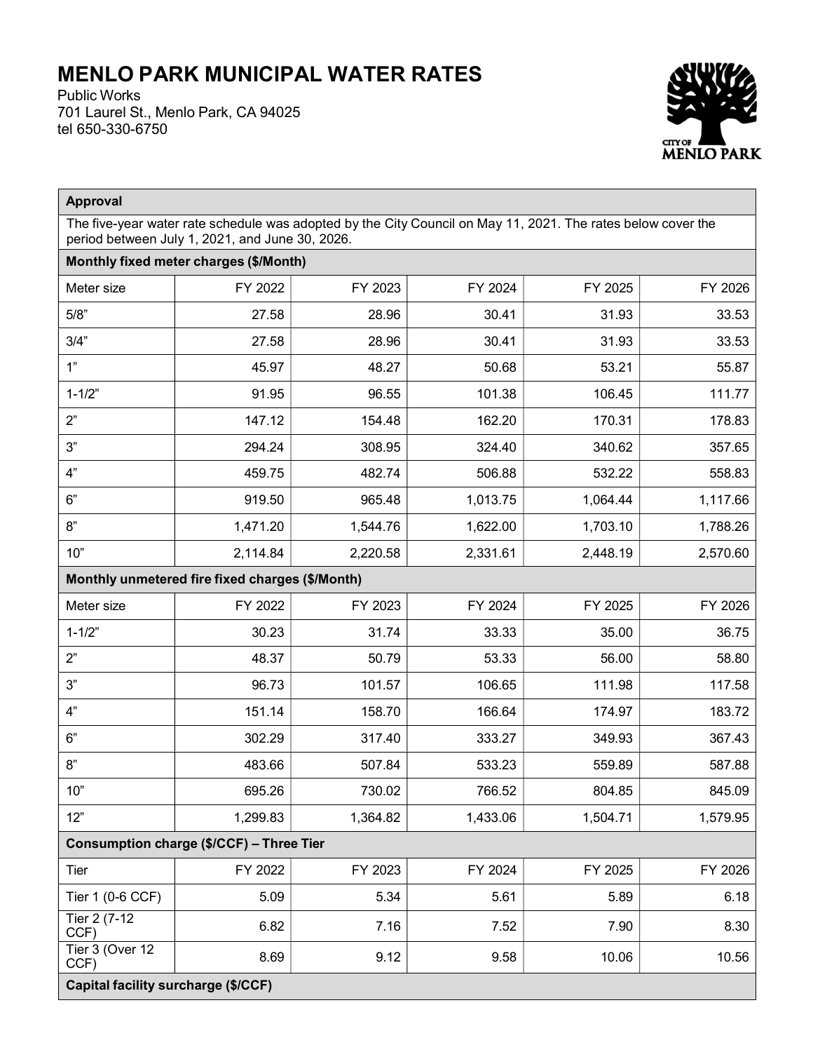# MENLO PARK MUNICIPAL WATER RATES

Public Works
701 Laurel St., Menlo Park, CA 94025
tel 650-330-6750

| **Approval** | | | | | |
|---|---|---|---|---|---|
| The five-year water rate schedule was adopted by the City Council on May 11, 2021. The rates below cover the period between July 1, 2021, and June 30, 2026. | | | | | |
| **Monthly fixed meter charges ($/Month)** | | | | | |
| Meter size | FY 2022 | FY 2023 | FY 2024 | FY 2025 | FY 2026 |
| 5/8” | 27.58 | 28.96 | 30.41 | 31.93 | 33.53 |
| 3/4” | 27.58 | 28.96 | 30.41 | 31.93 | 33.53 |
| 1” | 45.97 | 48.27 | 50.68 | 53.21 | 55.87 |
| 1-1/2” | 91.95 | 96.55 | 101.38 | 106.45 | 111.77 |
| 2” | 147.12 | 154.48 | 162.20 | 170.31 | 178.83 |
| 3” | 294.24 | 308.95 | 324.40 | 340.62 | 357.65 |
| 4” | 459.75 | 482.74 | 506.88 | 532.22 | 558.83 |
| 6” | 919.50 | 965.48 | 1,013.75 | 1,064.44 | 1,117.66 |
| 8” | 1,471.20 | 1,544.76 | 1,622.00 | 1,703.10 | 1,788.26 |
| 10” | 2,114.84 | 2,220.58 | 2,331.61 | 2,448.19 | 2,570.60 |
| **Monthly unmetered fire fixed charges ($/Month)** | | | | | |
| Meter size | FY 2022 | FY 2023 | FY 2024 | FY 2025 | FY 2026 |
| 1-1/2” | 30.23 | 31.74 | 33.33 | 35.00 | 36.75 |
| 2” | 48.37 | 50.79 | 53.33 | 56.00 | 58.80 |
| 3” | 96.73 | 101.57 | 106.65 | 111.98 | 117.58 |
| 4” | 151.14 | 158.70 | 166.64 | 174.97 | 183.72 |
| 6” | 302.29 | 317.40 | 333.27 | 349.93 | 367.43 |
| 8” | 483.66 | 507.84 | 533.23 | 559.89 | 587.88 |
| 10” | 695.26 | 730.02 | 766.52 | 804.85 | 845.09 |
| 12” | 1,299.83 | 1,364.82 | 1,433.06 | 1,504.71 | 1,579.95 |
| **Consumption charge ($/CCF) – Three Tier** | | | | | |
| Tier | FY 2022 | FY 2023 | FY 2024 | FY 2025 | FY 2026 |
| Tier 1 (0-6 CCF) | 5.09 | 5.34 | 5.61 | 5.89 | 6.18 |
| Tier 2 (7-12 CCF) | 6.82 | 7.16 | 7.52 | 7.90 | 8.30 |
| Tier 3 (Over 12 CCF) | 8.69 | 9.12 | 9.58 | 10.06 | 10.56 |
| **Capital facility surcharge ($/CCF)** | | | | | |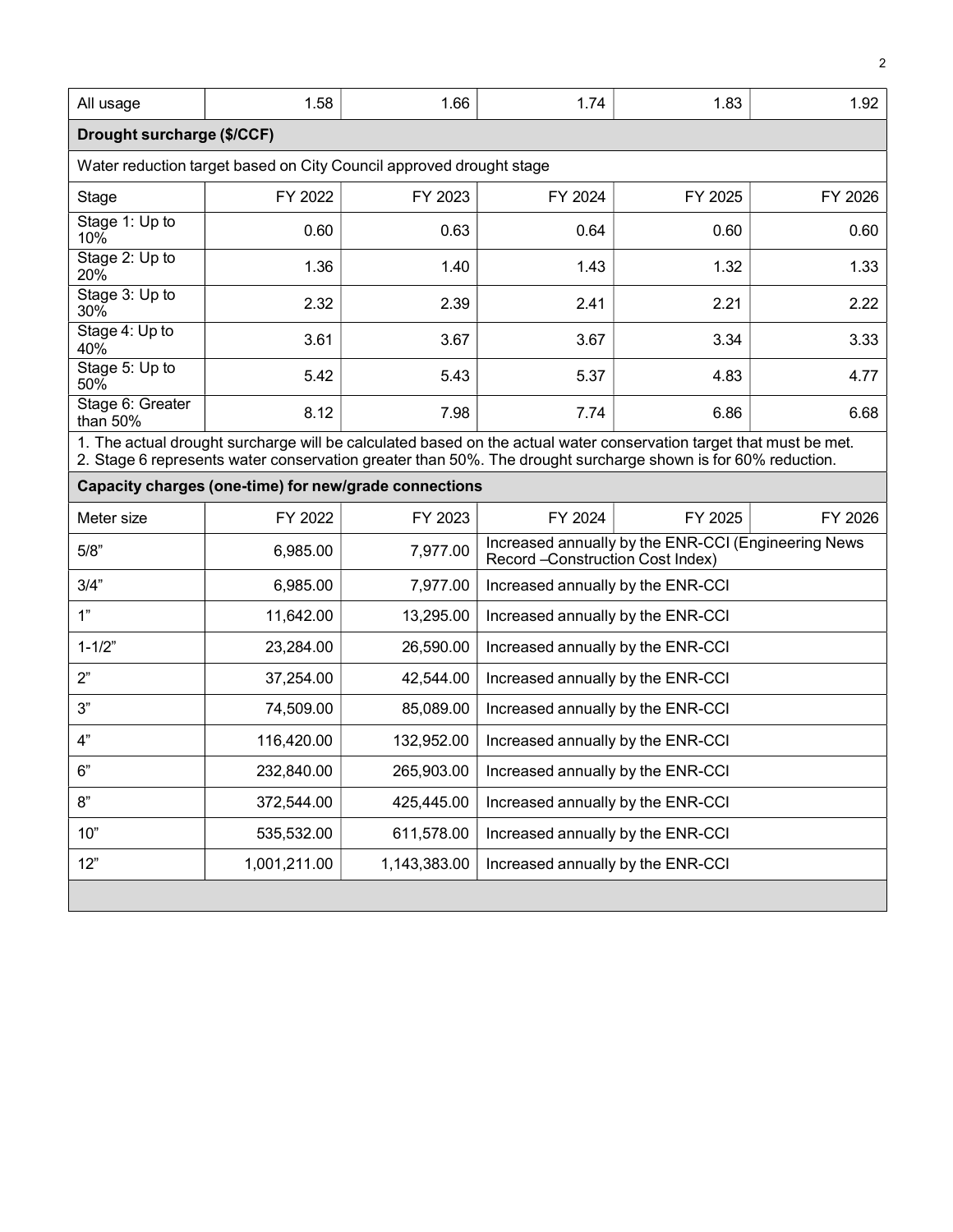| | | | | | |
|---|---|---|---|---|---|
| All usage | 1.58 | 1.66 | 1.74 | 1.83 | 1.92 |
| **Drought surcharge ($/CCF)** | | | | | |
| Water reduction target based on City Council approved drought stage | | | | | |
| Stage | FY 2022 | FY 2023 | FY 2024 | FY 2025 | FY 2026 |
| Stage 1: Up to 10% | 0.60 | 0.63 | 0.64 | 0.60 | 0.60 |
| Stage 2: Up to 20% | 1.36 | 1.40 | 1.43 | 1.32 | 1.33 |
| Stage 3: Up to 30% | 2.32 | 2.39 | 2.41 | 2.21 | 2.22 |
| Stage 4: Up to 40% | 3.61 | 3.67 | 3.67 | 3.34 | 3.33 |
| Stage 5: Up to 50% | 5.42 | 5.43 | 5.37 | 4.83 | 4.77 |
| Stage 6: Greater than 50% | 8.12 | 7.98 | 7.74 | 6.86 | 6.68 |
| 1. The actual drought surcharge will be calculated based on the actual water conservation target that must be met. 2. Stage 6 represents water conservation greater than 50%. The drought surcharge shown is for 60% reduction. | | | | | |
| **Capacity charges (one-time) for new/grade connections** | | | | | |
| Meter size | FY 2022 | FY 2023 | FY 2024 | FY 2025 | FY 2026 |
| 5/8" | 6,985.00 | 7,977.00 | Increased annually by the ENR-CCI (Engineering News Record –Construction Cost Index) | | |
| 3/4" | 6,985.00 | 7,977.00 | Increased annually by the ENR-CCI | | |
| 1" | 11,642.00 | 13,295.00 | Increased annually by the ENR-CCI | | |
| 1-1/2" | 23,284.00 | 26,590.00 | Increased annually by the ENR-CCI | | |
| 2" | 37,254.00 | 42,544.00 | Increased annually by the ENR-CCI | | |
| 3" | 74,509.00 | 85,089.00 | Increased annually by the ENR-CCI | | |
| 4" | 116,420.00 | 132,952.00 | Increased annually by the ENR-CCI | | |
| 6" | 232,840.00 | 265,903.00 | Increased annually by the ENR-CCI | | |
| 8" | 372,544.00 | 425,445.00 | Increased annually by the ENR-CCI | | |
| 10" | 535,532.00 | 611,578.00 | Increased annually by the ENR-CCI | | |
| 12" | 1,001,211.00 | 1,143,383.00 | Increased annually by the ENR-CCI | | |